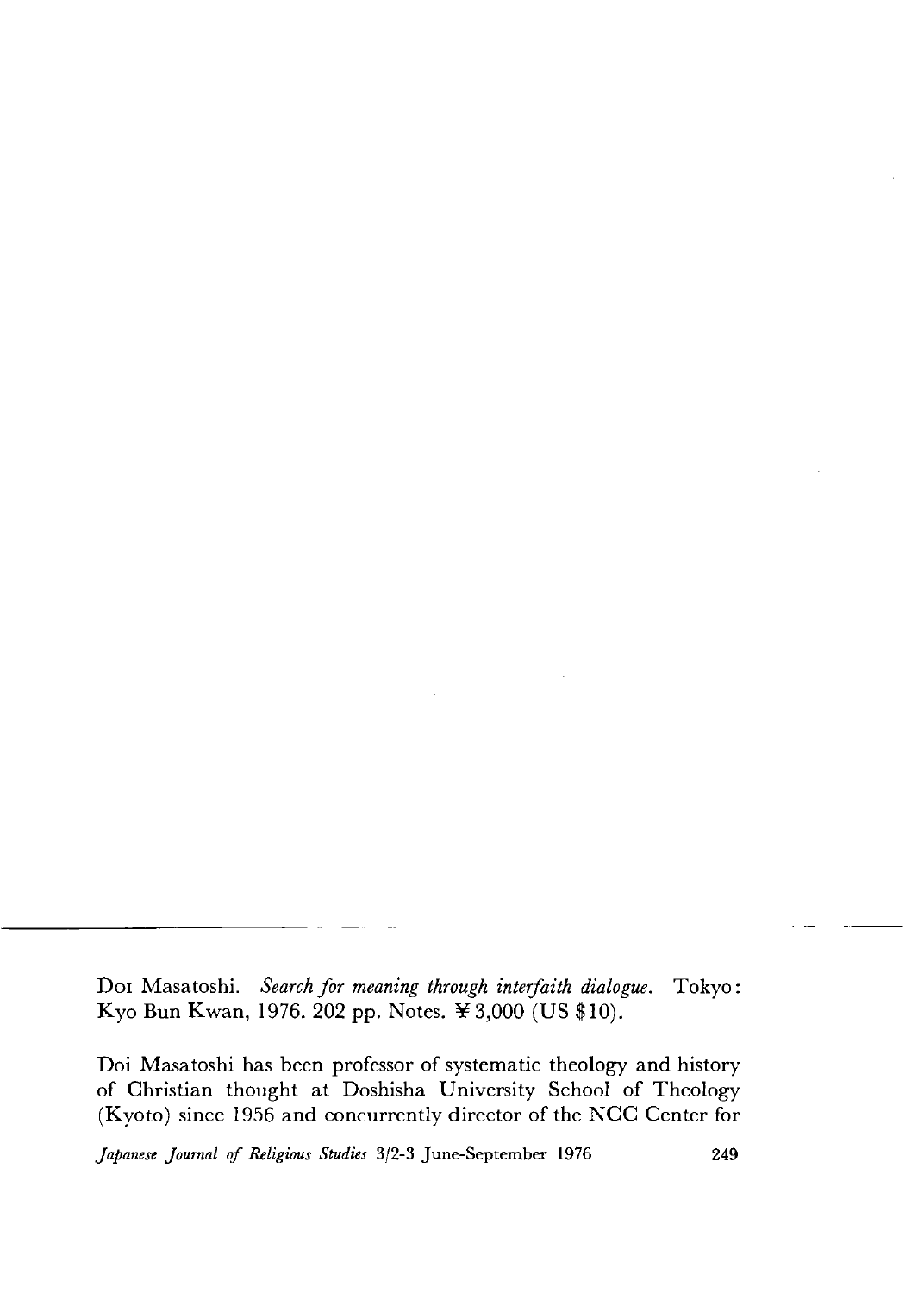Doi Masatoshi. *Search for meaning through interfaith dialogue*. Tokyo: Kyo Bun Kwan, 1976. 202 pp. Notes. ¥3,000 (US $10).

Doi Masatoshi has been professor of systematic theology and history of Christian thought at Doshisha University School of Theology (Kyoto) since 1956 and concurrently director of the NCC Center for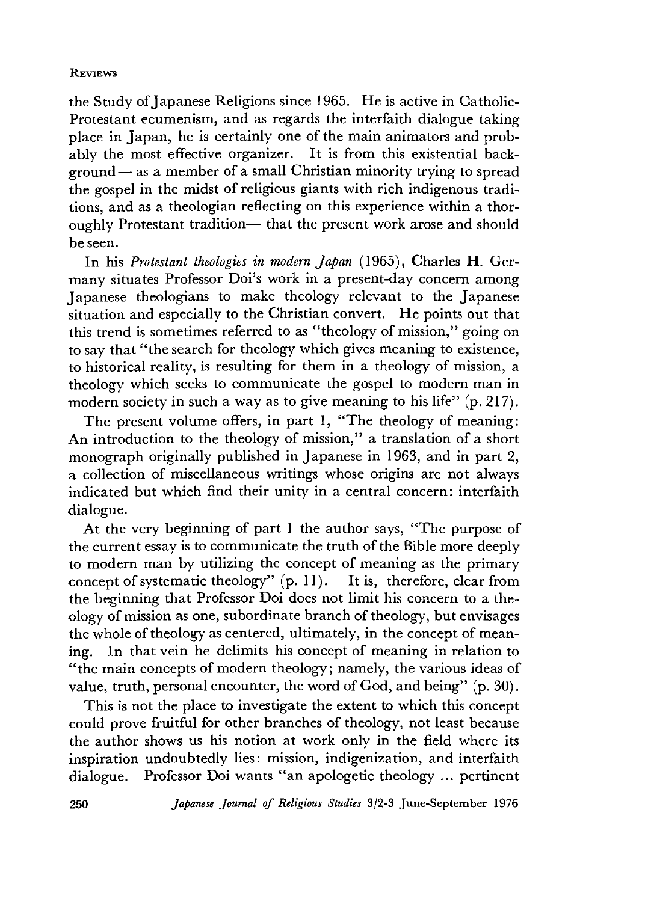the Study of Japanese Religions since 1965. He is active in Catholic-Protestant ecumenism, and as regards the interfaith dialogue taking place in Japan, he is certainly one of the main animators and probably the most effective organizer. It is from this existential background— as a member of a small Christian minority trying to spread the gospel in the midst of religious giants with rich indigenous traditions, and as a theologian reflecting on this experience within a thoroughly Protestant tradition— that the present work arose and should be seen.

In his *Protestant theologies in modern Japan* (1965), Charles H. Germany situates Professor Doi's work in a present-day concern among Japanese theologians to make theology relevant to the Japanese situation and especially to the Christian convert. He points out that this trend is sometimes referred to as "theology of mission," going on to say that "the search for theology which gives meaning to existence, to historical reality, is resulting for them in a theology of mission, a theology which seeks to communicate the gospel to modern man in modern society in such a way as to give meaning to his life" (p. 217).

The present volume offers, in part 1, "The theology of meaning: An introduction to the theology of mission," a translation of a short monograph originally published in Japanese in 1963, and in part 2, a collection of miscellaneous writings whose origins are not always indicated but which find their unity in a central concern: interfaith dialogue.

At the very beginning of part 1 the author says, "The purpose of the current essay is to communicate the truth of the Bible more deeply to modern man by utilizing the concept of meaning as the primary concept of systematic theology" (p. 11). It is, therefore, clear from the beginning that Professor Doi does not limit his concern to a theology of mission as one, subordinate branch of theology, but envisages the whole of theology as centered, ultimately, in the concept of meaning. In that vein he delimits his concept of meaning in relation to "the main concepts of modern theology; namely, the various ideas of value, truth, personal encounter, the word of God, and being" (p. 30).

This is not the place to investigate the extent to which this concept could prove fruitful for other branches of theology, not least because the author shows us his notion at work only in the field where its inspiration undoubtedly lies: mission, indigenization, and interfaith dialogue. Professor Doi wants "an apologetic theology ... pertinent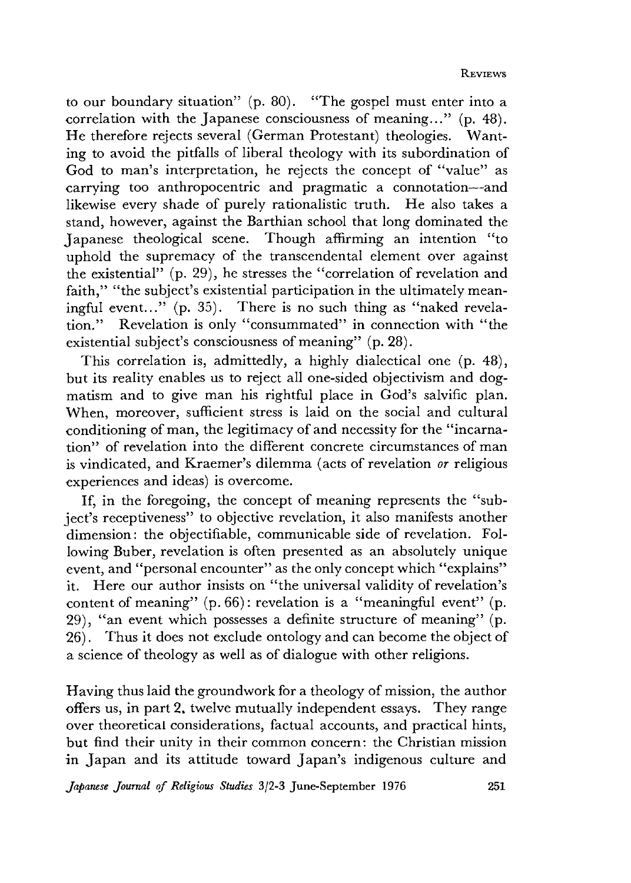to our boundary situation" (p. 80). "The gospel must enter into a correlation with the Japanese consciousness of meaning..." (p. 48). He therefore rejects several (German Protestant) theologies. Wanting to avoid the pitfalls of liberal theology with its subordination of God to man's interpretation, he rejects the concept of "value" as carrying too anthropocentric and pragmatic a connotation—and likewise every shade of purely rationalistic truth. He also takes a stand, however, against the Barthian school that long dominated the Japanese theological scene. Though affirming an intention "to uphold the supremacy of the transcendental element over against the existential" (p. 29), he stresses the "correlation of revelation and faith," "the subject's existential participation in the ultimately meaningful event..." (p. 35). There is no such thing as "naked revelation." Revelation is only "consummated" in connection with "the existential subject's consciousness of meaning" (p. 28).

This correlation is, admittedly, a highly dialectical one (p. 48), but its reality enables us to reject all one-sided objectivism and dogmatism and to give man his rightful place in God's salvific plan. When, moreover, sufficient stress is laid on the social and cultural conditioning of man, the legitimacy of and necessity for the "incarnation" of revelation into the different concrete circumstances of man is vindicated, and Kraemer's dilemma (acts of revelation *or* religious experiences and ideas) is overcome.

If, in the foregoing, the concept of meaning represents the "subject's receptiveness" to objective revelation, it also manifests another dimension: the objectifiable, communicable side of revelation. Following Buber, revelation is often presented as an absolutely unique event, and "personal encounter" as the only concept which "explains" it. Here our author insists on "the universal validity of revelation's content of meaning" (p. 66): revelation is a "meaningful event" (p. 29), "an event which possesses a definite structure of meaning" (p. 26). Thus it does not exclude ontology and can become the object of a science of theology as well as of dialogue with other religions.

Having thus laid the groundwork for a theology of mission, the author offers us, in part 2, twelve mutually independent essays. They range over theoretical considerations, factual accounts, and practical hints, but find their unity in their common concern: the Christian mission in Japan and its attitude toward Japan's indigenous culture and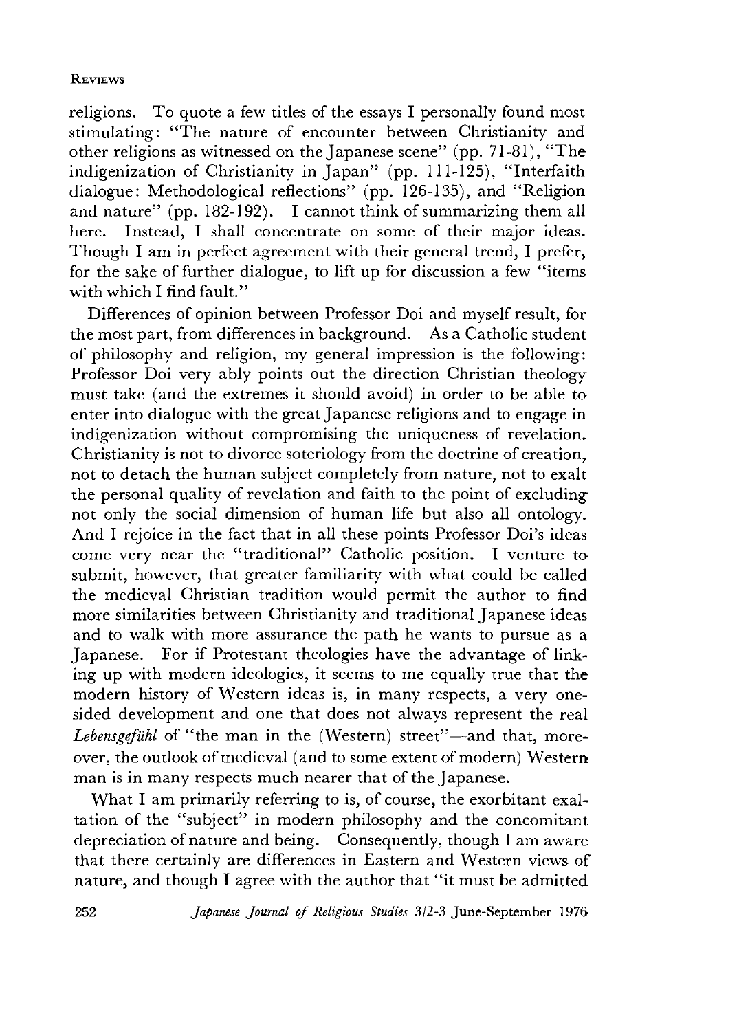religions. To quote a few titles of the essays I personally found most stimulating: "The nature of encounter between Christianity and other religions as witnessed on the Japanese scene" (pp. 71-81), "The indigenization of Christianity in Japan" (pp. 111-125), "Interfaith dialogue: Methodological reflections" (pp. 126-135), and "Religion and nature" (pp. 182-192). I cannot think of summarizing them all here. Instead, I shall concentrate on some of their major ideas. Though I am in perfect agreement with their general trend, I prefer, for the sake of further dialogue, to lift up for discussion a few "items with which I find fault."

Differences of opinion between Professor Doi and myself result, for the most part, from differences in background. As a Catholic student of philosophy and religion, my general impression is the following: Professor Doi very ably points out the direction Christian theology must take (and the extremes it should avoid) in order to be able to enter into dialogue with the great Japanese religions and to engage in indigenization without compromising the uniqueness of revelation. Christianity is not to divorce soteriology from the doctrine of creation, not to detach the human subject completely from nature, not to exalt the personal quality of revelation and faith to the point of excluding not only the social dimension of human life but also all ontology. And I rejoice in the fact that in all these points Professor Doi's ideas come very near the "traditional" Catholic position. I venture to submit, however, that greater familiarity with what could be called the medieval Christian tradition would permit the author to find more similarities between Christianity and traditional Japanese ideas and to walk with more assurance the path he wants to pursue as a Japanese. For if Protestant theologies have the advantage of linking up with modern ideologies, it seems to me equally true that the modern history of Western ideas is, in many respects, a very one-sided development and one that does not always represent the real *Lebensgefühl* of "the man in the (Western) street"—and that, moreover, the outlook of medieval (and to some extent of modern) Western man is in many respects much nearer that of the Japanese.

What I am primarily referring to is, of course, the exorbitant exaltation of the "subject" in modern philosophy and the concomitant depreciation of nature and being. Consequently, though I am aware that there certainly are differences in Eastern and Western views of nature, and though I agree with the author that "it must be admitted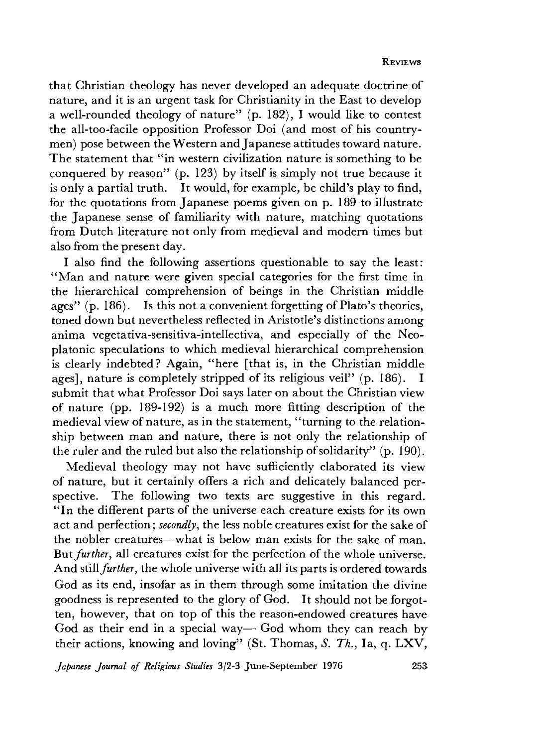that Christian theology has never developed an adequate doctrine of nature, and it is an urgent task for Christianity in the East to develop a well-rounded theology of nature" (p. 182), I would like to contest the all-too-facile opposition Professor Doi (and most of his countrymen) pose between the Western and Japanese attitudes toward nature. The statement that "in western civilization nature is something to be conquered by reason" (p. 123) by itself is simply not true because it is only a partial truth. It would, for example, be child's play to find, for the quotations from Japanese poems given on p. 189 to illustrate the Japanese sense of familiarity with nature, matching quotations from Dutch literature not only from medieval and modern times but also from the present day.

I also find the following assertions questionable to say the least: "Man and nature were given special categories for the first time in the hierarchical comprehension of beings in the Christian middle ages" (p. 186). Is this not a convenient forgetting of Plato's theories, toned down but nevertheless reflected in Aristotle's distinctions among anima vegetativa-sensitiva-intellectiva, and especially of the Neoplatonic speculations to which medieval hierarchical comprehension is clearly indebted? Again, "here [that is, in the Christian middle ages], nature is completely stripped of its religious veil" (p. 186). I submit that what Professor Doi says later on about the Christian view of nature (pp. 189-192) is a much more fitting description of the medieval view of nature, as in the statement, "turning to the relationship between man and nature, there is not only the relationship of the ruler and the ruled but also the relationship of solidarity" (p. 190).

Medieval theology may not have sufficiently elaborated its view of nature, but it certainly offers a rich and delicately balanced perspective. The following two texts are suggestive in this regard. "In the different parts of the universe each creature exists for its own act and perfection; *secondly*, the less noble creatures exist for the sake of the nobler creatures—what is below man exists for the sake of man. But *further*, all creatures exist for the perfection of the whole universe. And still *further*, the whole universe with all its parts is ordered towards God as its end, insofar as in them through some imitation the divine goodness is represented to the glory of God. It should not be forgotten, however, that on top of this the reason-endowed creatures have God as their end in a special way— God whom they can reach by their actions, knowing and loving" (St. Thomas, *S. Th.*, Ia, q. LXV,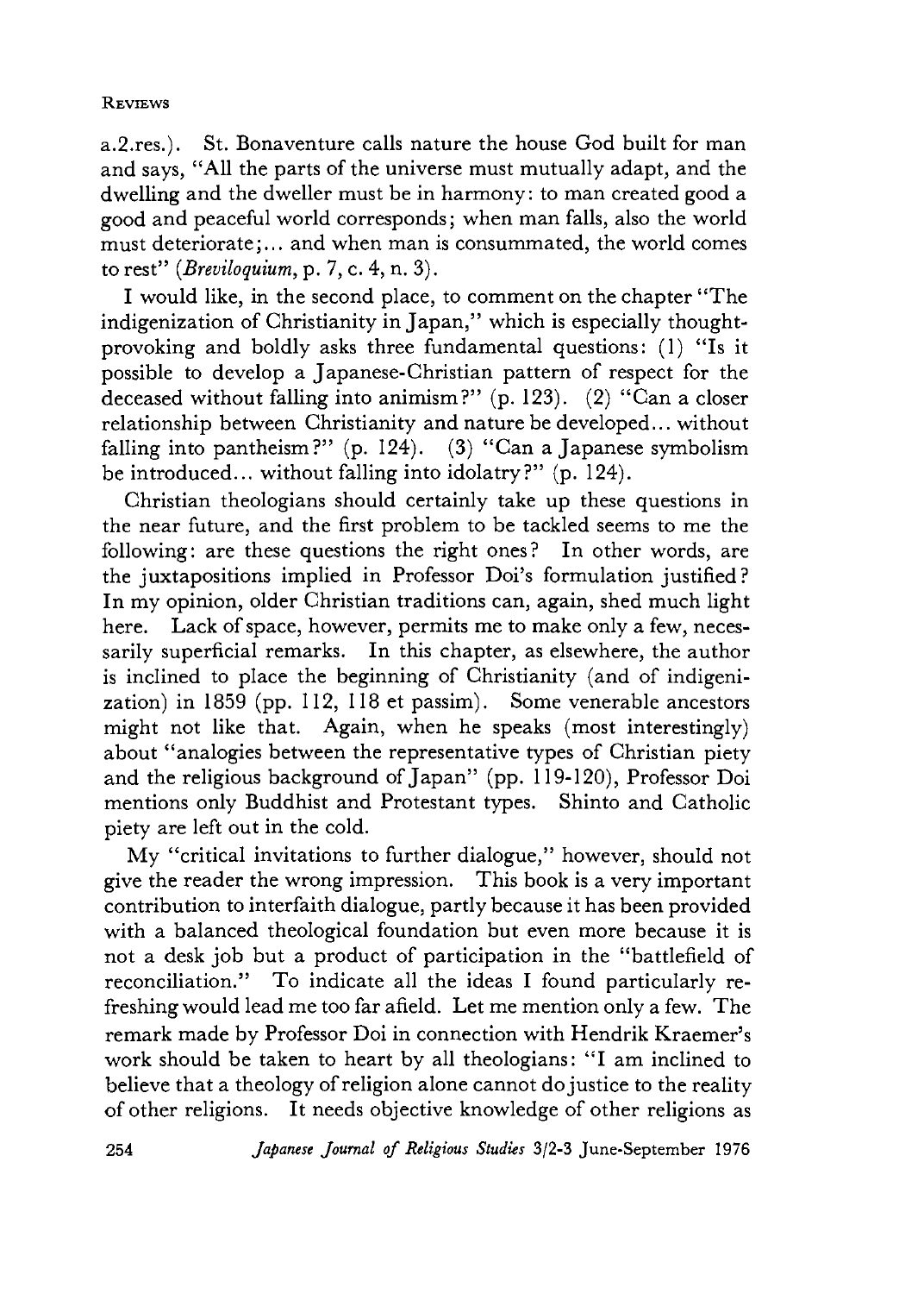a.2.res.). St. Bonaventure calls nature the house God built for man and says, "All the parts of the universe must mutually adapt, and the dwelling and the dweller must be in harmony: to man created good a good and peaceful world corresponds; when man falls, also the world must deteriorate;... and when man is consummated, the world comes to rest" (*Breviloquium*, p. 7, c. 4, n. 3).

I would like, in the second place, to comment on the chapter "The indigenization of Christianity in Japan," which is especially thought-provoking and boldly asks three fundamental questions: (1) "Is it possible to develop a Japanese-Christian pattern of respect for the deceased without falling into animism?" (p. 123). (2) "Can a closer relationship between Christianity and nature be developed... without falling into pantheism?" (p. 124). (3) "Can a Japanese symbolism be introduced... without falling into idolatry?" (p. 124).

Christian theologians should certainly take up these questions in the near future, and the first problem to be tackled seems to me the following: are these questions the right ones? In other words, are the juxtapositions implied in Professor Doi's formulation justified? In my opinion, older Christian traditions can, again, shed much light here. Lack of space, however, permits me to make only a few, necessarily superficial remarks. In this chapter, as elsewhere, the author is inclined to place the beginning of Christianity (and of indigenization) in 1859 (pp. 112, 118 et passim). Some venerable ancestors might not like that. Again, when he speaks (most interestingly) about "analogies between the representative types of Christian piety and the religious background of Japan" (pp. 119-120), Professor Doi mentions only Buddhist and Protestant types. Shinto and Catholic piety are left out in the cold.

My "critical invitations to further dialogue," however, should not give the reader the wrong impression. This book is a very important contribution to interfaith dialogue, partly because it has been provided with a balanced theological foundation but even more because it is not a desk job but a product of participation in the "battlefield of reconciliation." To indicate all the ideas I found particularly refreshing would lead me too far afield. Let me mention only a few. The remark made by Professor Doi in connection with Hendrik Kraemer's work should be taken to heart by all theologians: "I am inclined to believe that a theology of religion alone cannot do justice to the reality of other religions. It needs objective knowledge of other religions as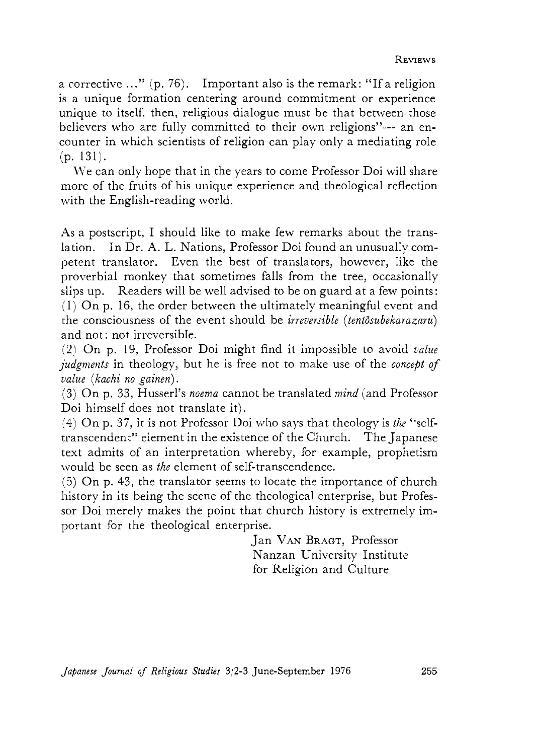a corrective ..." (p. 76). Important also is the remark: "If a religion is a unique formation centering around commitment or experience unique to itself, then, religious dialogue must be that between those believers who are fully committed to their own religions"— an encounter in which scientists of religion can play only a mediating role (p. 131).

We can only hope that in the years to come Professor Doi will share more of the fruits of his unique experience and theological reflection with the English-reading world.

As a postscript, I should like to make few remarks about the translation. In Dr. A. L. Nations, Professor Doi found an unusually competent translator. Even the best of translators, however, like the proverbial monkey that sometimes falls from the tree, occasionally slips up. Readers will be well advised to be on guard at a few points:

(1) On p. 16, the order between the ultimately meaningful event and the consciousness of the event should be *irreversible* (*tentōsubekarazaru*) and not: not irreversible.

(2) On p. 19, Professor Doi might find it impossible to avoid *value judgments* in theology, but he is free not to make use of the *concept of value* (*kachi no gainen*).

(3) On p. 33, Husserl's *noema* cannot be translated *mind* (and Professor Doi himself does not translate it).

(4) On p. 37, it is not Professor Doi who says that theology is *the* "self-transcendent" element in the existence of the Church. The Japanese text admits of an interpretation whereby, for example, prophetism would be seen as *the* element of self-transcendence.

(5) On p. 43, the translator seems to locate the importance of church history in its being the scene of the theological enterprise, but Professor Doi merely makes the point that church history is extremely important for the theological enterprise.

Jan VAN BRAGT, Professor
Nanzan University Institute
for Religion and Culture